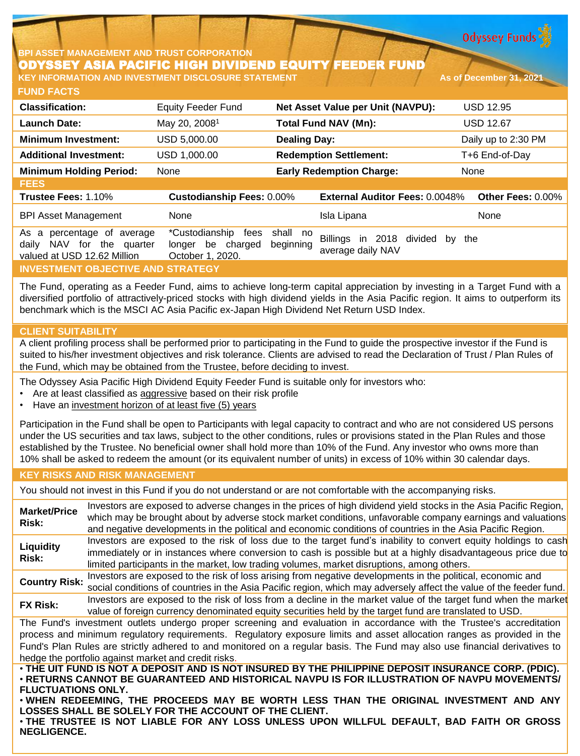BPI ASSET MANAGEMENT AND TRUST CORPORATION

# ODYSSEY ASIA PACIFIC HIGH DIVIDEND EQUITY FEEDER FUND

**KEY INFORMATION AND INVESTMENT DISCLOSURE STATEMENT** — As of December 31, 2021

## FUND FACTS

| | | | |
|---|---|---|---|
| **Classification:** | Equity Feeder Fund | **Net Asset Value per Unit (NAVPU):** | USD 12.95 |
| **Launch Date:** | May 20, 2008[1] | **Total Fund NAV (Mn):** | USD 12.67 |
| **Minimum Investment:** | USD 5,000.00 | **Dealing Day:** | Daily up to 2:30 PM |
| **Additional Investment:** | USD 1,000.00 | **Redemption Settlement:** | T+6 End-of-Day |
| **Minimum Holding Period:** | None | **Early Redemption Charge:** | None |

## FEES

| **Trustee Fees:** 1.10% | **Custodianship Fees:** 0.00% | **External Auditor Fees:** 0.0048% | **Other Fees:** 0.00% |
|---|---|---|---|
| BPI Asset Management | None | Isla Lipana | None |
| As a percentage of average daily NAV for the quarter valued at USD 12.62 Million | *Custodianship fees shall no longer be charged beginning October 1, 2020. | Billings in 2018 divided by the average daily NAV | |

## INVESTMENT OBJECTIVE AND STRATEGY

The Fund, operating as a Feeder Fund, aims to achieve long-term capital appreciation by investing in a Target Fund with a diversified portfolio of attractively-priced stocks with high dividend yields in the Asia Pacific region. It aims to outperform its benchmark which is the MSCI AC Asia Pacific ex-Japan High Dividend Net Return USD Index.

## CLIENT SUITABILITY

A client profiling process shall be performed prior to participating in the Fund to guide the prospective investor if the Fund is suited to his/her investment objectives and risk tolerance. Clients are advised to read the Declaration of Trust / Plan Rules of the Fund, which may be obtained from the Trustee, before deciding to invest.

The Odyssey Asia Pacific High Dividend Equity Feeder Fund is suitable only for investors who:

- Are at least classified as aggressive based on their risk profile
- Have an investment horizon of at least five (5) years

Participation in the Fund shall be open to Participants with legal capacity to contract and who are not considered US persons under the US securities and tax laws, subject to the other conditions, rules or provisions stated in the Plan Rules and those established by the Trustee. No beneficial owner shall hold more than 10% of the Fund. Any investor who owns more than 10% shall be asked to redeem the amount (or its equivalent number of units) in excess of 10% within 30 calendar days.

## KEY RISKS AND RISK MANAGEMENT

You should not invest in this Fund if you do not understand or are not comfortable with the accompanying risks.

| | |
|---|---|
| **Market/Price Risk:** | Investors are exposed to adverse changes in the prices of high dividend yield stocks in the Asia Pacific Region, which may be brought about by adverse stock market conditions, unfavorable company earnings and valuations and negative developments in the political and economic conditions of countries in the Asia Pacific Region. |
| **Liquidity Risk:** | Investors are exposed to the risk of loss due to the target fund's inability to convert equity holdings to cash immediately or in instances where conversion to cash is possible but at a highly disadvantageous price due to limited participants in the market, low trading volumes, market disruptions, among others. |
| **Country Risk:** | Investors are exposed to the risk of loss arising from negative developments in the political, economic and social conditions of countries in the Asia Pacific region, which may adversely affect the value of the feeder fund. |
| **FX Risk:** | Investors are exposed to the risk of loss from a decline in the market value of the target fund when the market value of foreign currency denominated equity securities held by the target fund are translated to USD. |

The Fund's investment outlets undergo proper screening and evaluation in accordance with the Trustee's accreditation process and minimum regulatory requirements. Regulatory exposure limits and asset allocation ranges as provided in the Fund's Plan Rules are strictly adhered to and monitored on a regular basis. The Fund may also use financial derivatives to hedge the portfolio against market and credit risks.

- **THE UIT FUND IS NOT A DEPOSIT AND IS NOT INSURED BY THE PHILIPPINE DEPOSIT INSURANCE CORP. (PDIC).**
- **RETURNS CANNOT BE GUARANTEED AND HISTORICAL NAVPU IS FOR ILLUSTRATION OF NAVPU MOVEMENTS/ FLUCTUATIONS ONLY.**
- **WHEN REDEEMING, THE PROCEEDS MAY BE WORTH LESS THAN THE ORIGINAL INVESTMENT AND ANY LOSSES SHALL BE SOLELY FOR THE ACCOUNT OF THE CLIENT.**
- **THE TRUSTEE IS NOT LIABLE FOR ANY LOSS UNLESS UPON WILLFUL DEFAULT, BAD FAITH OR GROSS NEGLIGENCE.**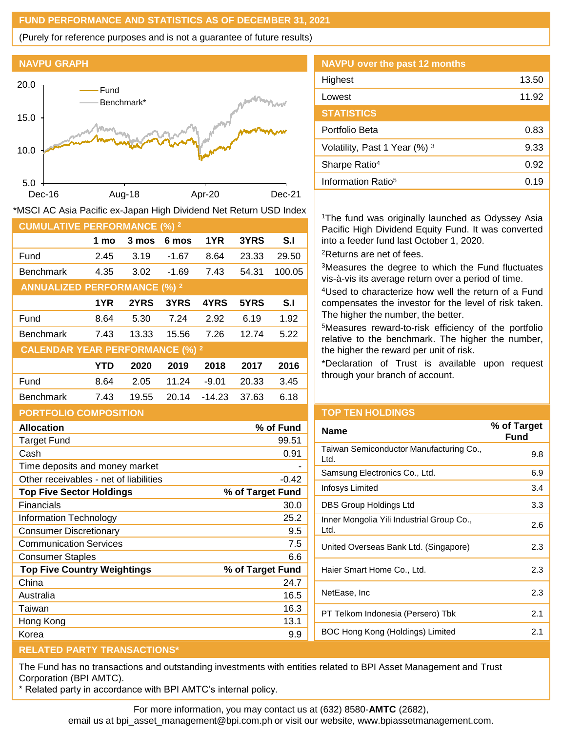## FUND PERFORMANCE AND STATISTICS AS OF DECEMBER 31, 2021

(Purely for reference purposes and is not a guarantee of future results)

### NAVPU GRAPH

*MSCI AC Asia Pacific ex-Japan High Dividend Net Return USD Index

### NAVPU over the past 12 months

| | |
|---|---|
| Highest | 13.50 |
| Lowest | 11.92 |

### STATISTICS

| | |
|---|---|
| Portfolio Beta | 0.83 |
| Volatility, Past 1 Year (%) [3] | 9.33 |
| Sharpe Ratio[4] | 0.92 |
| Information Ratio[5] | 0.19 |

### CUMULATIVE PERFORMANCE (%) [2]

| | 1 mo | 3 mos | 6 mos | 1YR | 3YRS | S.I |
|---|---|---|---|---|---|---|
| Fund | 2.45 | 3.19 | -1.67 | 8.64 | 23.33 | 29.50 |
| Benchmark | 4.35 | 3.02 | -1.69 | 7.43 | 54.31 | 100.05 |

### ANNUALIZED PERFORMANCE (%) [2]

| | 1YR | 2YRS | 3YRS | 4YRS | 5YRS | S.I |
|---|---|---|---|---|---|---|
| Fund | 8.64 | 5.30 | 7.24 | 2.92 | 6.19 | 1.92 |
| Benchmark | 7.43 | 13.33 | 15.56 | 7.26 | 12.74 | 5.22 |

### CALENDAR YEAR PERFORMANCE (%) [2]

| | YTD | 2020 | 2019 | 2018 | 2017 | 2016 |
|---|---|---|---|---|---|---|
| Fund | 8.64 | 2.05 | 11.24 | -9.01 | 20.33 | 3.45 |
| Benchmark | 7.43 | 19.55 | 20.14 | -14.23 | 37.63 | 6.18 |

[1]The fund was originally launched as Odyssey Asia Pacific High Dividend Equity Fund. It was converted into a feeder fund last October 1, 2020.

[2]Returns are net of fees.

[3]Measures the degree to which the Fund fluctuates vis-à-vis its average return over a period of time.

[4]Used to characterize how well the return of a Fund compensates the investor for the level of risk taken. The higher the number, the better.

[5]Measures reward-to-risk efficiency of the portfolio relative to the benchmark. The higher the number, the higher the reward per unit of risk.

*Declaration of Trust is available upon request through your branch of account.

### PORTFOLIO COMPOSITION

| **Allocation** | **% of Fund** |
|---|---|
| Target Fund | 99.51 |
| Cash | 0.91 |
| Time deposits and money market | - |
| Other receivables - net of liabilities | -0.42 |
| **Top Five Sector Holdings** | **% of Target Fund** |
| Financials | 30.0 |
| Information Technology | 25.2 |
| Consumer Discretionary | 9.5 |
| Communication Services | 7.5 |
| Consumer Staples | 6.6 |
| **Top Five Country Weightings** | **% of Target Fund** |
| China | 24.7 |
| Australia | 16.5 |
| Taiwan | 16.3 |
| Hong Kong | 13.1 |
| Korea | 9.9 |

### TOP TEN HOLDINGS

| Name | % of Target Fund |
|---|---|
| Taiwan Semiconductor Manufacturing Co., Ltd. | 9.8 |
| Samsung Electronics Co., Ltd. | 6.9 |
| Infosys Limited | 3.4 |
| DBS Group Holdings Ltd | 3.3 |
| Inner Mongolia Yili Industrial Group Co., Ltd. | 2.6 |
| United Overseas Bank Ltd. (Singapore) | 2.3 |
| Haier Smart Home Co., Ltd. | 2.3 |
| NetEase, Inc | 2.3 |
| PT Telkom Indonesia (Persero) Tbk | 2.1 |
| BOC Hong Kong (Holdings) Limited | 2.1 |

### RELATED PARTY TRANSACTIONS*

The Fund has no transactions and outstanding investments with entities related to BPI Asset Management and Trust Corporation (BPI AMTC).

\* Related party in accordance with BPI AMTC's internal policy.

For more information, you may contact us at (632) 8580-**AMTC** (2682), email us at bpi_asset_management@bpi.com.ph or visit our website, www.bpiassetmanagement.com.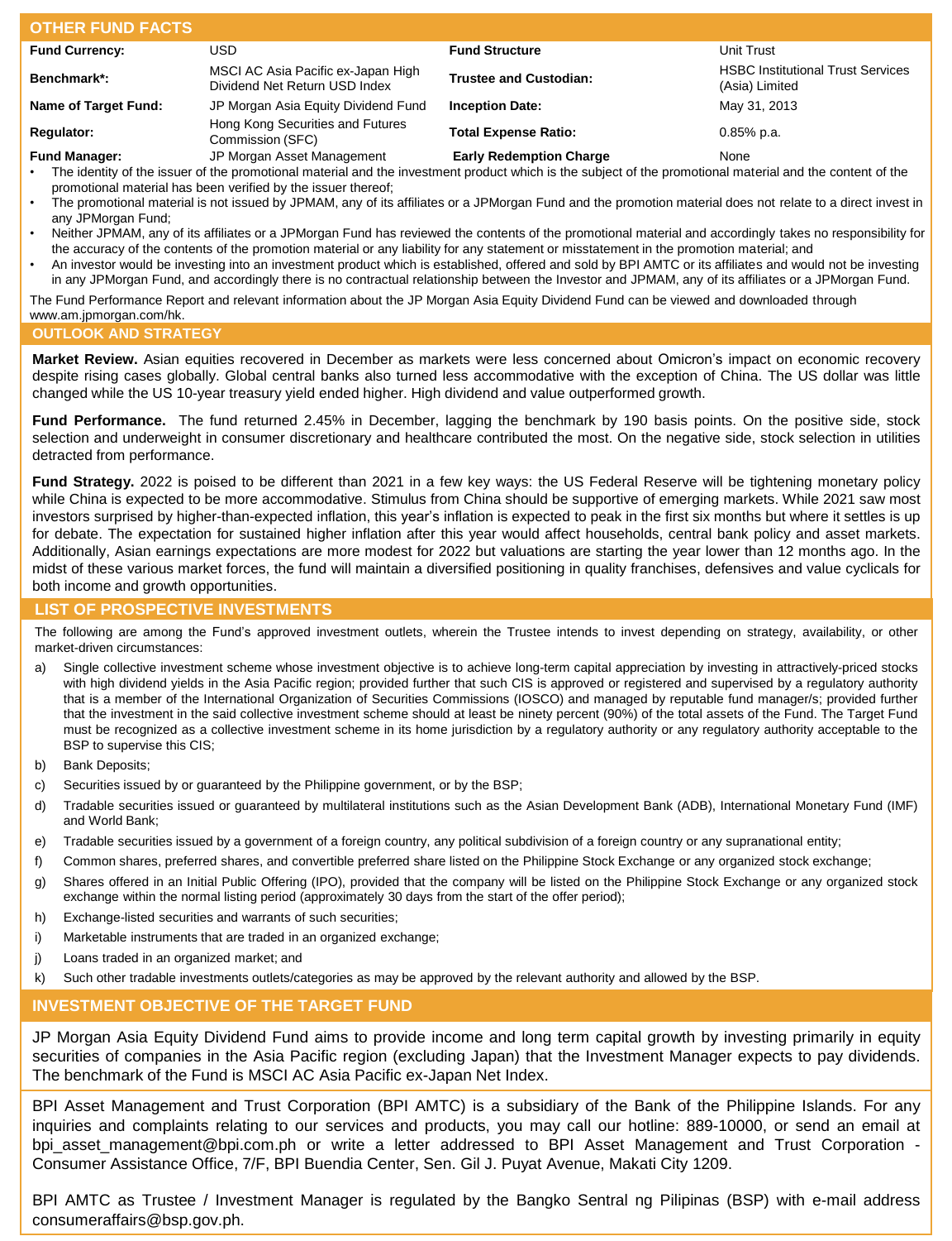## OTHER FUND FACTS

| | | | |
|---|---|---|---|
| **Fund Currency:** | USD | **Fund Structure** | Unit Trust |
| **Benchmark*:** | MSCI AC Asia Pacific ex-Japan High Dividend Net Return USD Index | **Trustee and Custodian:** | HSBC Institutional Trust Services (Asia) Limited |
| **Name of Target Fund:** | JP Morgan Asia Equity Dividend Fund | **Inception Date:** | May 31, 2013 |
| **Regulator:** | Hong Kong Securities and Futures Commission (SFC) | **Total Expense Ratio:** | 0.85% p.a. |
| **Fund Manager:** | JP Morgan Asset Management | **Early Redemption Charge** | None |

- The identity of the issuer of the promotional material and the investment product which is the subject of the promotional material and the content of the promotional material has been verified by the issuer thereof;
- The promotional material is not issued by JPMAM, any of its affiliates or a JPMorgan Fund and the promotion material does not relate to a direct invest in any JPMorgan Fund;
- Neither JPMAM, any of its affiliates or a JPMorgan Fund has reviewed the contents of the promotional material and accordingly takes no responsibility for the accuracy of the contents of the promotion material or any liability for any statement or misstatement in the promotion material; and
- An investor would be investing into an investment product which is established, offered and sold by BPI AMTC or its affiliates and would not be investing in any JPMorgan Fund, and accordingly there is no contractual relationship between the Investor and JPMAM, any of its affiliates or a JPMorgan Fund.

The Fund Performance Report and relevant information about the JP Morgan Asia Equity Dividend Fund can be viewed and downloaded through www.am.jpmorgan.com/hk.

## OUTLOOK AND STRATEGY

**Market Review.** Asian equities recovered in December as markets were less concerned about Omicron's impact on economic recovery despite rising cases globally. Global central banks also turned less accommodative with the exception of China. The US dollar was little changed while the US 10-year treasury yield ended higher. High dividend and value outperformed growth.

**Fund Performance.** The fund returned 2.45% in December, lagging the benchmark by 190 basis points. On the positive side, stock selection and underweight in consumer discretionary and healthcare contributed the most. On the negative side, stock selection in utilities detracted from performance.

**Fund Strategy.** 2022 is poised to be different than 2021 in a few key ways: the US Federal Reserve will be tightening monetary policy while China is expected to be more accommodative. Stimulus from China should be supportive of emerging markets. While 2021 saw most investors surprised by higher-than-expected inflation, this year's inflation is expected to peak in the first six months but where it settles is up for debate. The expectation for sustained higher inflation after this year would affect households, central bank policy and asset markets. Additionally, Asian earnings expectations are more modest for 2022 but valuations are starting the year lower than 12 months ago. In the midst of these various market forces, the fund will maintain a diversified positioning in quality franchises, defensives and value cyclicals for both income and growth opportunities.

## LIST OF PROSPECTIVE INVESTMENTS

The following are among the Fund's approved investment outlets, wherein the Trustee intends to invest depending on strategy, availability, or other market-driven circumstances:

a) Single collective investment scheme whose investment objective is to achieve long-term capital appreciation by investing in attractively-priced stocks with high dividend yields in the Asia Pacific region; provided further that such CIS is approved or registered and supervised by a regulatory authority that is a member of the International Organization of Securities Commissions (IOSCO) and managed by reputable fund manager/s; provided further that the investment in the said collective investment scheme should at least be ninety percent (90%) of the total assets of the Fund. The Target Fund must be recognized as a collective investment scheme in its home jurisdiction by a regulatory authority or any regulatory authority acceptable to the BSP to supervise this CIS;

b) Bank Deposits;

c) Securities issued by or guaranteed by the Philippine government, or by the BSP;

d) Tradable securities issued or guaranteed by multilateral institutions such as the Asian Development Bank (ADB), International Monetary Fund (IMF) and World Bank;

e) Tradable securities issued by a government of a foreign country, any political subdivision of a foreign country or any supranational entity;

f) Common shares, preferred shares, and convertible preferred share listed on the Philippine Stock Exchange or any organized stock exchange;

g) Shares offered in an Initial Public Offering (IPO), provided that the company will be listed on the Philippine Stock Exchange or any organized stock exchange within the normal listing period (approximately 30 days from the start of the offer period);

h) Exchange-listed securities and warrants of such securities;

i) Marketable instruments that are traded in an organized exchange;

j) Loans traded in an organized market; and

k) Such other tradable investments outlets/categories as may be approved by the relevant authority and allowed by the BSP.

## INVESTMENT OBJECTIVE OF THE TARGET FUND

JP Morgan Asia Equity Dividend Fund aims to provide income and long term capital growth by investing primarily in equity securities of companies in the Asia Pacific region (excluding Japan) that the Investment Manager expects to pay dividends. The benchmark of the Fund is MSCI AC Asia Pacific ex-Japan Net Index.

BPI Asset Management and Trust Corporation (BPI AMTC) is a subsidiary of the Bank of the Philippine Islands. For any inquiries and complaints relating to our services and products, you may call our hotline: 889-10000, or send an email at bpi_asset_management@bpi.com.ph or write a letter addressed to BPI Asset Management and Trust Corporation - Consumer Assistance Office, 7/F, BPI Buendia Center, Sen. Gil J. Puyat Avenue, Makati City 1209.

BPI AMTC as Trustee / Investment Manager is regulated by the Bangko Sentral ng Pilipinas (BSP) with e-mail address consumeraffairs@bsp.gov.ph.